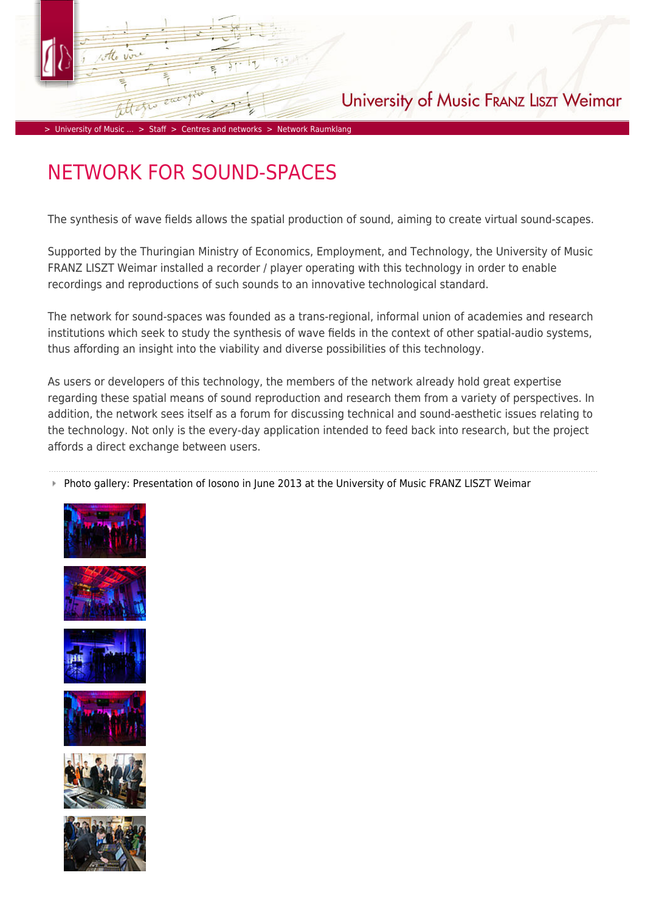University of Music FRANZ LISZT Weimar

> University of Music ... > Staff > Centres and networks > Network Raumklang

# NETWORK FOR SOUND-SPACES

The synthesis of wave fields allows the spatial production of sound, aiming to create virtual sound-scapes.

Supported by the Thuringian Ministry of Economics, Employment, and Technology, the University of Music FRANZ LISZT Weimar installed a recorder / player operating with this technology in order to enable recordings and reproductions of such sounds to an innovative technological standard.

The network for sound-spaces was founded as a trans-regional, informal union of academies and research institutions which seek to study the synthesis of wave fields in the context of other spatial-audio systems, thus affording an insight into the viability and diverse possibilities of this technology.

As users or developers of this technology, the members of the network already hold great expertise regarding these spatial means of sound reproduction and research them from a variety of perspectives. In addition, the network sees itself as a forum for discussing technical and sound-aesthetic issues relating to the technology. Not only is the every-day application intended to feed back into research, but the project affords a direct exchange between users.

---

- Photo gallery: Presentation of Iosono in June 2013 at the University of Music FRANZ LISZT Weimar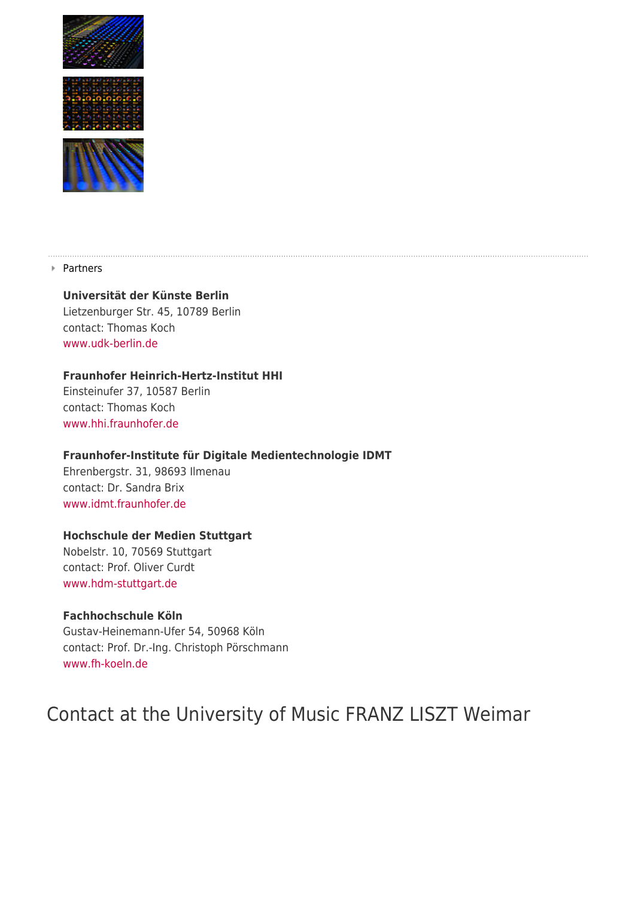Partners

**Universität der Künste Berlin**
Lietzenburger Str. 45, 10789 Berlin
contact: Thomas Koch
www.udk-berlin.de

**Fraunhofer Heinrich-Hertz-Institut HHI**
Einsteinufer 37, 10587 Berlin
contact: Thomas Koch
www.hhi.fraunhofer.de

**Fraunhofer-Institute für Digitale Medientechnologie IDMT**
Ehrenbergstr. 31, 98693 Ilmenau
contact: Dr. Sandra Brix
www.idmt.fraunhofer.de

**Hochschule der Medien Stuttgart**
Nobelstr. 10, 70569 Stuttgart
contact: Prof. Oliver Curdt
www.hdm-stuttgart.de

**Fachhochschule Köln**
Gustav-Heinemann-Ufer 54, 50968 Köln
contact: Prof. Dr.-Ing. Christoph Pörschmann
www.fh-koeln.de

# Contact at the University of Music FRANZ LISZT Weimar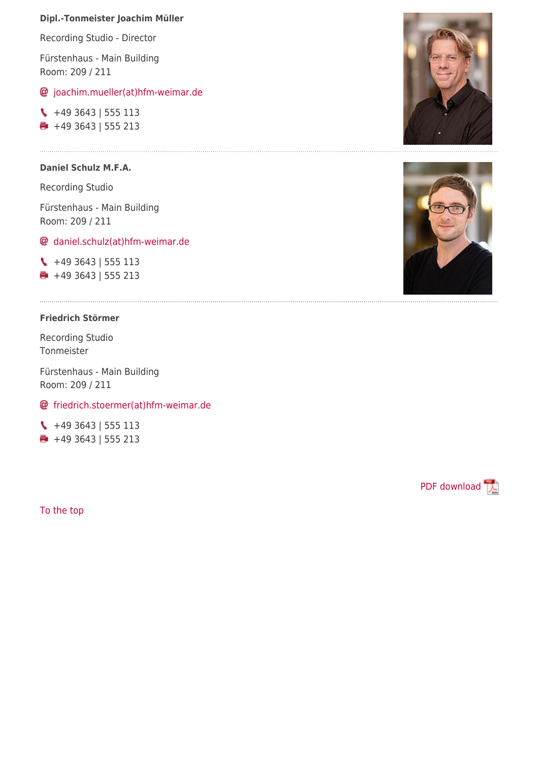**Dipl.-Tonmeister Joachim Müller**

Recording Studio - Director

Fürstenhaus - Main Building
Room: 209 / 211

@ joachim.mueller(at)hfm-weimar.de

+49 3643 | 555 113
+49 3643 | 555 213

---

**Daniel Schulz M.F.A.**

Recording Studio

Fürstenhaus - Main Building
Room: 209 / 211

@ daniel.schulz(at)hfm-weimar.de

+49 3643 | 555 113
+49 3643 | 555 213

---

**Friedrich Störmer**

Recording Studio
Tonmeister

Fürstenhaus - Main Building
Room: 209 / 211

@ friedrich.stoermer(at)hfm-weimar.de

+49 3643 | 555 113
+49 3643 | 555 213

PDF download

To the top